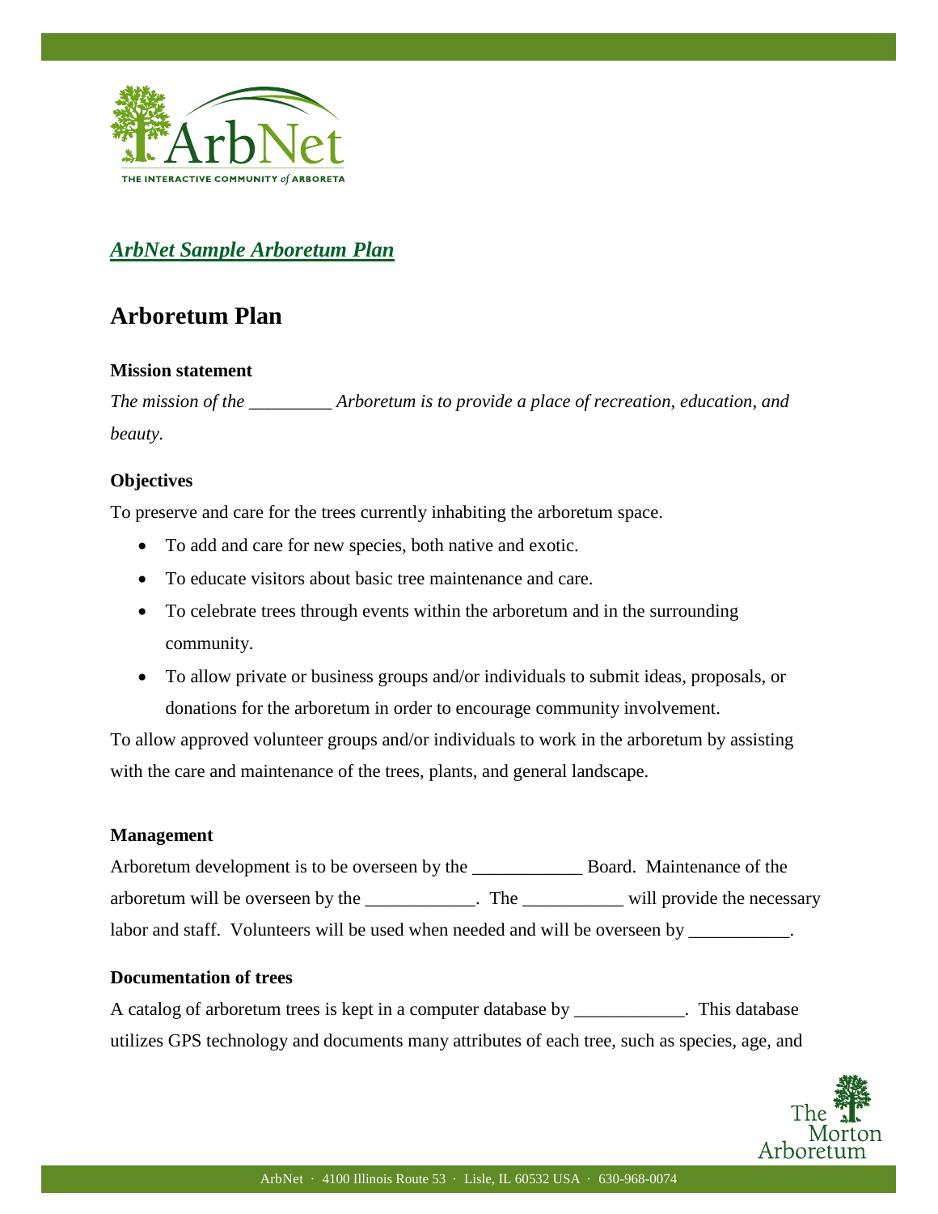*ArbNet Sample Arboretum Plan*

# Arboretum Plan

### Mission statement

*The mission of the _________ Arboretum is to provide a place of recreation, education, and beauty.*

### Objectives

To preserve and care for the trees currently inhabiting the arboretum space.

- To add and care for new species, both native and exotic.
- To educate visitors about basic tree maintenance and care.
- To celebrate trees through events within the arboretum and in the surrounding community.
- To allow private or business groups and/or individuals to submit ideas, proposals, or donations for the arboretum in order to encourage community involvement.

To allow approved volunteer groups and/or individuals to work in the arboretum by assisting with the care and maintenance of the trees, plants, and general landscape.

### Management

Arboretum development is to be overseen by the ____________ Board. Maintenance of the arboretum will be overseen by the ____________. The ___________ will provide the necessary labor and staff. Volunteers will be used when needed and will be overseen by ___________.

### Documentation of trees

A catalog of arboretum trees is kept in a computer database by ____________. This database utilizes GPS technology and documents many attributes of each tree, such as species, age, and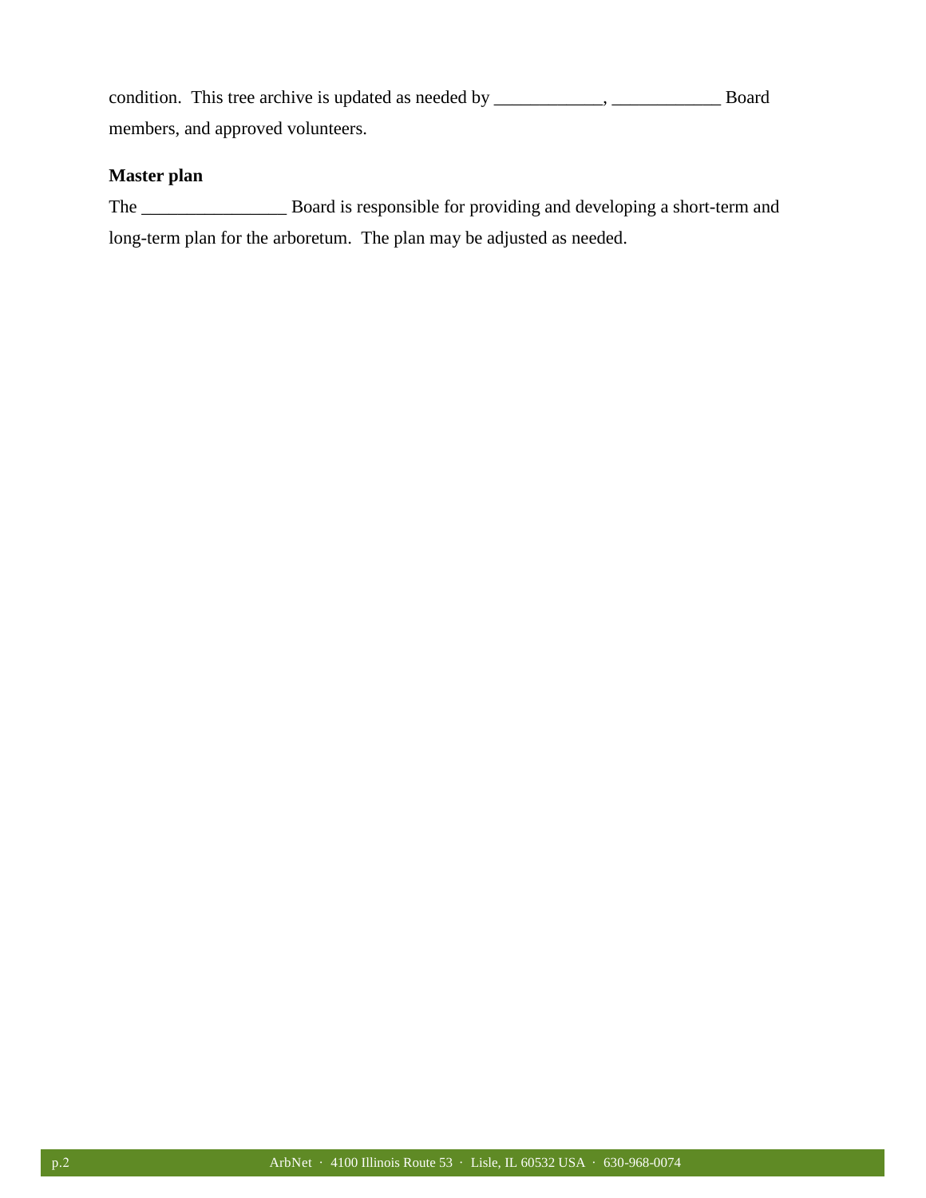condition. This tree archive is updated as needed by ____________, ____________ Board members, and approved volunteers.

**Master plan**

The ________________ Board is responsible for providing and developing a short-term and long-term plan for the arboretum. The plan may be adjusted as needed.